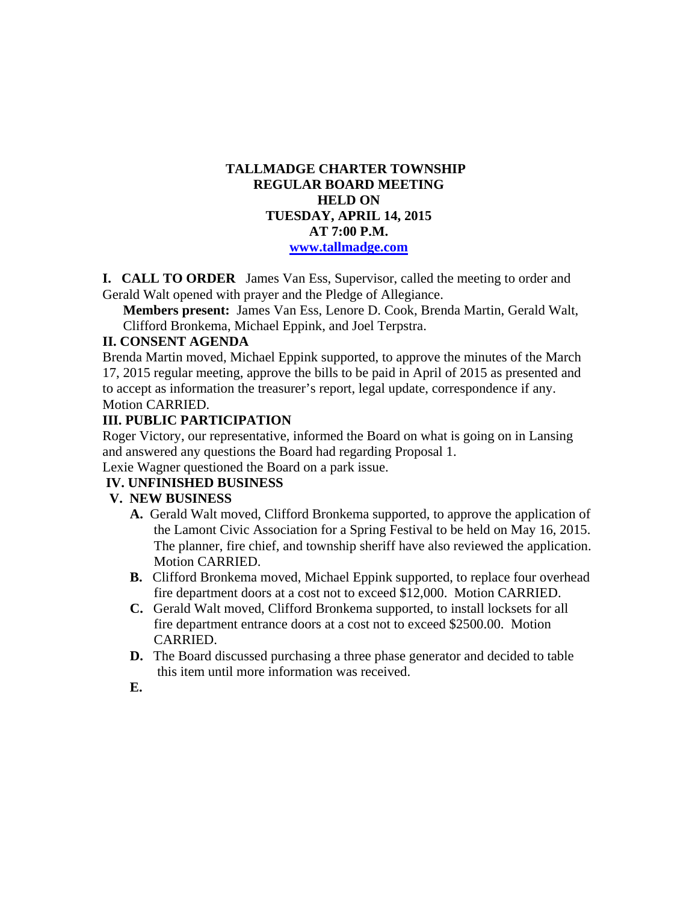# TALLMADGE CHARTER TOWNSHIP
## REGULAR BOARD MEETING
## HELD ON
## TUESDAY, APRIL 14, 2015
## AT 7:00 P.M.
## [www.tallmadge.com](http://www.tallmadge.com)

**I. CALL TO ORDER** James Van Ess, Supervisor, called the meeting to order and Gerald Walt opened with prayer and the Pledge of Allegiance.

**Members present:** James Van Ess, Lenore D. Cook, Brenda Martin, Gerald Walt, Clifford Bronkema, Michael Eppink, and Joel Terpstra.

**II. CONSENT AGENDA**

Brenda Martin moved, Michael Eppink supported, to approve the minutes of the March 17, 2015 regular meeting, approve the bills to be paid in April of 2015 as presented and to accept as information the treasurer's report, legal update, correspondence if any. Motion CARRIED.

**III. PUBLIC PARTICIPATION**

Roger Victory, our representative, informed the Board on what is going on in Lansing and answered any questions the Board had regarding Proposal 1.

Lexie Wagner questioned the Board on a park issue.

**IV. UNFINISHED BUSINESS**

**V. NEW BUSINESS**

**A.** Gerald Walt moved, Clifford Bronkema supported, to approve the application of the Lamont Civic Association for a Spring Festival to be held on May 16, 2015. The planner, fire chief, and township sheriff have also reviewed the application. Motion CARRIED.

**B.** Clifford Bronkema moved, Michael Eppink supported, to replace four overhead fire department doors at a cost not to exceed $12,000. Motion CARRIED.

**C.** Gerald Walt moved, Clifford Bronkema supported, to install locksets for all fire department entrance doors at a cost not to exceed $2500.00. Motion CARRIED.

**D.** The Board discussed purchasing a three phase generator and decided to table this item until more information was received.

**E.**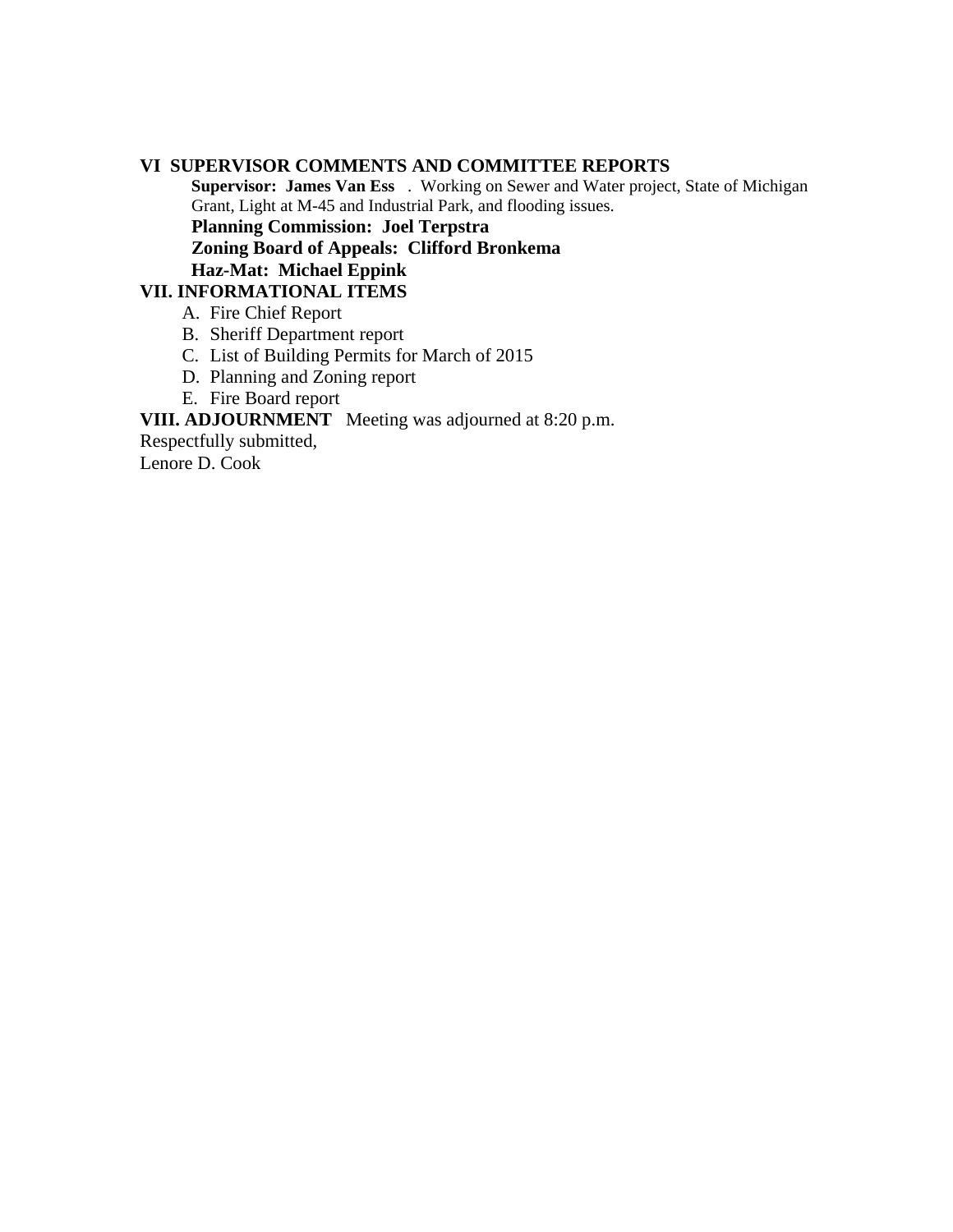**VI SUPERVISOR COMMENTS AND COMMITTEE REPORTS**

**Supervisor: James Van Ess** . Working on Sewer and Water project, State of Michigan Grant, Light at M-45 and Industrial Park, and flooding issues.

**Planning Commission: Joel Terpstra**

**Zoning Board of Appeals: Clifford Bronkema**

**Haz-Mat: Michael Eppink**

**VII. INFORMATIONAL ITEMS**

A. Fire Chief Report
B. Sheriff Department report
C. List of Building Permits for March of 2015
D. Planning and Zoning report
E. Fire Board report

**VIII. ADJOURNMENT** Meeting was adjourned at 8:20 p.m.

Respectfully submitted,

Lenore D. Cook